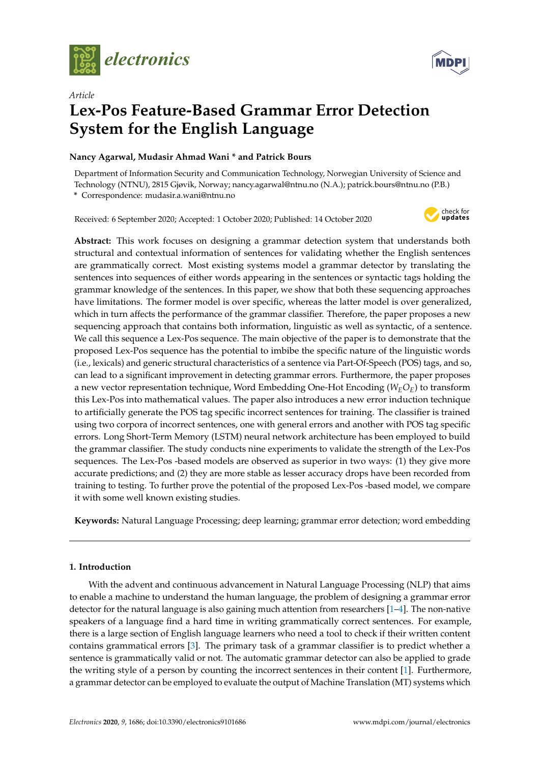*Article*

# Lex-Pos Feature-Based Grammar Error Detection System for the English Language

**Nancy Agarwal, Mudasir Ahmad Wani * and Patrick Bours**

Department of Information Security and Communication Technology, Norwegian University of Science and Technology (NTNU), 2815 Gjøvik, Norway; nancy.agarwal@ntnu.no (N.A.); patrick.bours@ntnu.no (P.B.)
* Correspondence: mudasir.a.wani@ntnu.no

Received: 6 September 2020; Accepted: 1 October 2020; Published: 14 October 2020

**Abstract:** This work focuses on designing a grammar detection system that understands both structural and contextual information of sentences for validating whether the English sentences are grammatically correct. Most existing systems model a grammar detector by translating the sentences into sequences of either words appearing in the sentences or syntactic tags holding the grammar knowledge of the sentences. In this paper, we show that both these sequencing approaches have limitations. The former model is over specific, whereas the latter model is over generalized, which in turn affects the performance of the grammar classifier. Therefore, the paper proposes a new sequencing approach that contains both information, linguistic as well as syntactic, of a sentence. We call this sequence a Lex-Pos sequence. The main objective of the paper is to demonstrate that the proposed Lex-Pos sequence has the potential to imbibe the specific nature of the linguistic words (i.e., lexicals) and generic structural characteristics of a sentence via Part-Of-Speech (POS) tags, and so, can lead to a significant improvement in detecting grammar errors. Furthermore, the paper proposes a new vector representation technique, Word Embedding One-Hot Encoding ($W_E O_E$) to transform this Lex-Pos into mathematical values. The paper also introduces a new error induction technique to artificially generate the POS tag specific incorrect sentences for training. The classifier is trained using two corpora of incorrect sentences, one with general errors and another with POS tag specific errors. Long Short-Term Memory (LSTM) neural network architecture has been employed to build the grammar classifier. The study conducts nine experiments to validate the strength of the Lex-Pos sequences. The Lex-Pos -based models are observed as superior in two ways: (1) they give more accurate predictions; and (2) they are more stable as lesser accuracy drops have been recorded from training to testing. To further prove the potential of the proposed Lex-Pos -based model, we compare it with some well known existing studies.

**Keywords:** Natural Language Processing; deep learning; grammar error detection; word embedding

## 1. Introduction

With the advent and continuous advancement in Natural Language Processing (NLP) that aims to enable a machine to understand the human language, the problem of designing a grammar error detector for the natural language is also gaining much attention from researchers [1–4]. The non-native speakers of a language find a hard time in writing grammatically correct sentences. For example, there is a large section of English language learners who need a tool to check if their written content contains grammatical errors [3]. The primary task of a grammar classifier is to predict whether a sentence is grammatically valid or not. The automatic grammar detector can also be applied to grade the writing style of a person by counting the incorrect sentences in their content [1]. Furthermore, a grammar detector can be employed to evaluate the output of Machine Translation (MT) systems which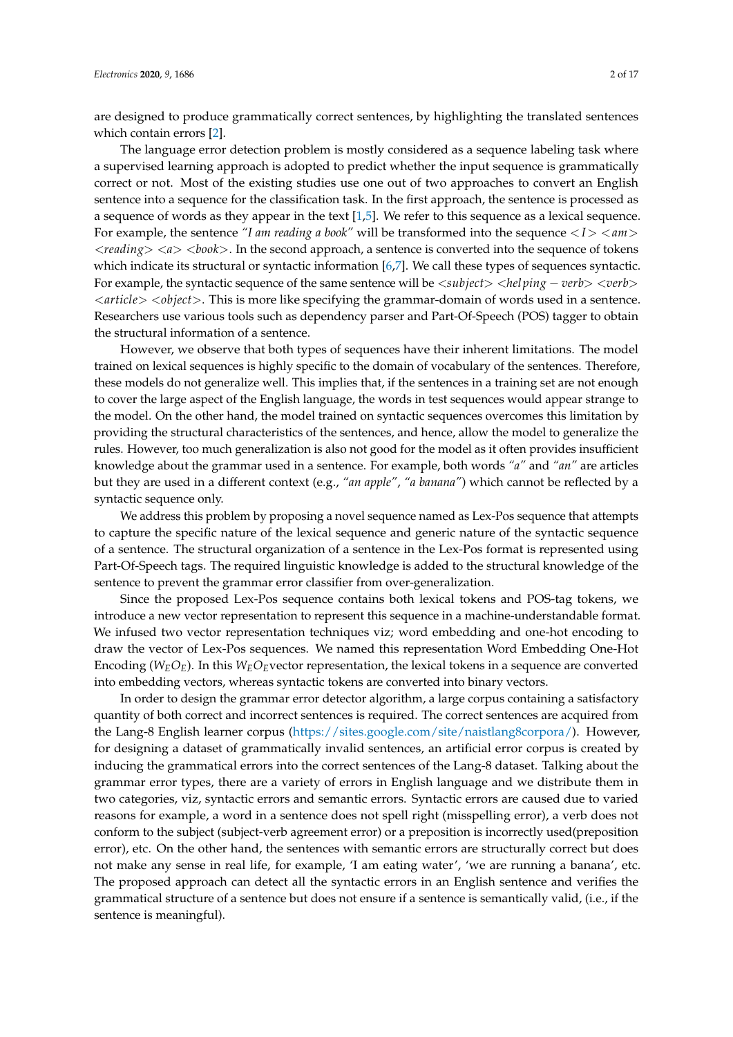are designed to produce grammatically correct sentences, by highlighting the translated sentences which contain errors [2].

The language error detection problem is mostly considered as a sequence labeling task where a supervised learning approach is adopted to predict whether the input sequence is grammatically correct or not. Most of the existing studies use one out of two approaches to convert an English sentence into a sequence for the classification task. In the first approach, the sentence is processed as a sequence of words as they appear in the text [1,5]. We refer to this sequence as a lexical sequence. For example, the sentence *"I am reading a book"* will be transformed into the sequence <*I*> <*am*> <*reading*> <*a*> <*book*>. In the second approach, a sentence is converted into the sequence of tokens which indicate its structural or syntactic information [6,7]. We call these types of sequences syntactic. For example, the syntactic sequence of the same sentence will be <*subject*> <$helping-verb$> <*verb*> <*article*> <*object*>. This is more like specifying the grammar-domain of words used in a sentence. Researchers use various tools such as dependency parser and Part-Of-Speech (POS) tagger to obtain the structural information of a sentence.

However, we observe that both types of sequences have their inherent limitations. The model trained on lexical sequences is highly specific to the domain of vocabulary of the sentences. Therefore, these models do not generalize well. This implies that, if the sentences in a training set are not enough to cover the large aspect of the English language, the words in test sequences would appear strange to the model. On the other hand, the model trained on syntactic sequences overcomes this limitation by providing the structural characteristics of the sentences, and hence, allow the model to generalize the rules. However, too much generalization is also not good for the model as it often provides insufficient knowledge about the grammar used in a sentence. For example, both words *"a"* and *"an"* are articles but they are used in a different context (e.g., *"an apple"*, *"a banana"*) which cannot be reflected by a syntactic sequence only.

We address this problem by proposing a novel sequence named as Lex-Pos sequence that attempts to capture the specific nature of the lexical sequence and generic nature of the syntactic sequence of a sentence. The structural organization of a sentence in the Lex-Pos format is represented using Part-Of-Speech tags. The required linguistic knowledge is added to the structural knowledge of the sentence to prevent the grammar error classifier from over-generalization.

Since the proposed Lex-Pos sequence contains both lexical tokens and POS-tag tokens, we introduce a new vector representation to represent this sequence in a machine-understandable format. We infused two vector representation techniques viz; word embedding and one-hot encoding to draw the vector of Lex-Pos sequences. We named this representation Word Embedding One-Hot Encoding ($W_E O_E$). In this $W_E O_E$ vector representation, the lexical tokens in a sequence are converted into embedding vectors, whereas syntactic tokens are converted into binary vectors.

In order to design the grammar error detector algorithm, a large corpus containing a satisfactory quantity of both correct and incorrect sentences is required. The correct sentences are acquired from the Lang-8 English learner corpus (https://sites.google.com/site/naistlang8corpora/). However, for designing a dataset of grammatically invalid sentences, an artificial error corpus is created by inducing the grammatical errors into the correct sentences of the Lang-8 dataset. Talking about the grammar error types, there are a variety of errors in English language and we distribute them in two categories, viz, syntactic errors and semantic errors. Syntactic errors are caused due to varied reasons for example, a word in a sentence does not spell right (misspelling error), a verb does not conform to the subject (subject-verb agreement error) or a preposition is incorrectly used(preposition error), etc. On the other hand, the sentences with semantic errors are structurally correct but does not make any sense in real life, for example, 'I am eating water', 'we are running a banana', etc. The proposed approach can detect all the syntactic errors in an English sentence and verifies the grammatical structure of a sentence but does not ensure if a sentence is semantically valid, (i.e., if the sentence is meaningful).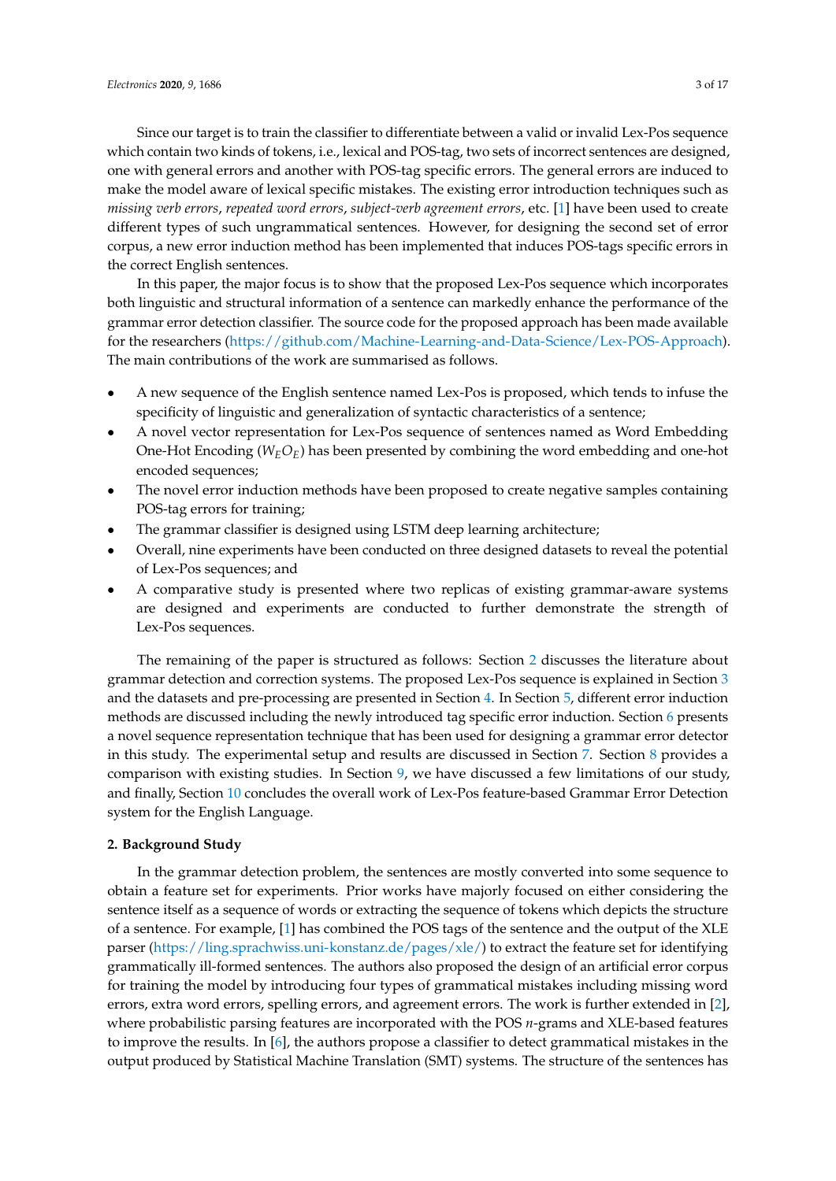Since our target is to train the classifier to differentiate between a valid or invalid Lex-Pos sequence which contain two kinds of tokens, i.e., lexical and POS-tag, two sets of incorrect sentences are designed, one with general errors and another with POS-tag specific errors. The general errors are induced to make the model aware of lexical specific mistakes. The existing error introduction techniques such as *missing verb errors*, *repeated word errors*, *subject-verb agreement errors*, etc. [1] have been used to create different types of such ungrammatical sentences. However, for designing the second set of error corpus, a new error induction method has been implemented that induces POS-tags specific errors in the correct English sentences.

In this paper, the major focus is to show that the proposed Lex-Pos sequence which incorporates both linguistic and structural information of a sentence can markedly enhance the performance of the grammar error detection classifier. The source code for the proposed approach has been made available for the researchers (https://github.com/Machine-Learning-and-Data-Science/Lex-POS-Approach). The main contributions of the work are summarised as follows.

- A new sequence of the English sentence named Lex-Pos is proposed, which tends to infuse the specificity of linguistic and generalization of syntactic characteristics of a sentence;
- A novel vector representation for Lex-Pos sequence of sentences named as Word Embedding One-Hot Encoding ($W_E O_E$) has been presented by combining the word embedding and one-hot encoded sequences;
- The novel error induction methods have been proposed to create negative samples containing POS-tag errors for training;
- The grammar classifier is designed using LSTM deep learning architecture;
- Overall, nine experiments have been conducted on three designed datasets to reveal the potential of Lex-Pos sequences; and
- A comparative study is presented where two replicas of existing grammar-aware systems are designed and experiments are conducted to further demonstrate the strength of Lex-Pos sequences.

The remaining of the paper is structured as follows: Section 2 discusses the literature about grammar detection and correction systems. The proposed Lex-Pos sequence is explained in Section 3 and the datasets and pre-processing are presented in Section 4. In Section 5, different error induction methods are discussed including the newly introduced tag specific error induction. Section 6 presents a novel sequence representation technique that has been used for designing a grammar error detector in this study. The experimental setup and results are discussed in Section 7. Section 8 provides a comparison with existing studies. In Section 9, we have discussed a few limitations of our study, and finally, Section 10 concludes the overall work of Lex-Pos feature-based Grammar Error Detection system for the English Language.

## 2. Background Study

In the grammar detection problem, the sentences are mostly converted into some sequence to obtain a feature set for experiments. Prior works have majorly focused on either considering the sentence itself as a sequence of words or extracting the sequence of tokens which depicts the structure of a sentence. For example, [1] has combined the POS tags of the sentence and the output of the XLE parser (https://ling.sprachwiss.uni-konstanz.de/pages/xle/) to extract the feature set for identifying grammatically ill-formed sentences. The authors also proposed the design of an artificial error corpus for training the model by introducing four types of grammatical mistakes including missing word errors, extra word errors, spelling errors, and agreement errors. The work is further extended in [2], where probabilistic parsing features are incorporated with the POS *n*-grams and XLE-based features to improve the results. In [6], the authors propose a classifier to detect grammatical mistakes in the output produced by Statistical Machine Translation (SMT) systems. The structure of the sentences has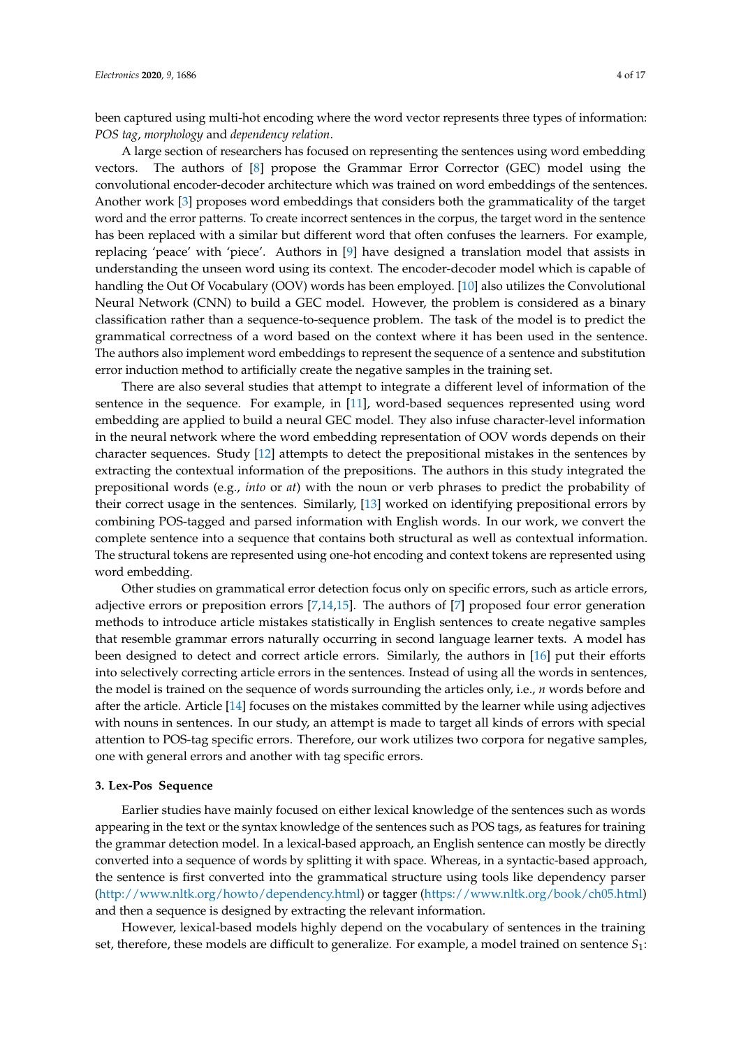been captured using multi-hot encoding where the word vector represents three types of information: *POS tag*, *morphology* and *dependency relation*.

A large section of researchers has focused on representing the sentences using word embedding vectors. The authors of [8] propose the Grammar Error Corrector (GEC) model using the convolutional encoder-decoder architecture which was trained on word embeddings of the sentences. Another work [3] proposes word embeddings that considers both the grammaticality of the target word and the error patterns. To create incorrect sentences in the corpus, the target word in the sentence has been replaced with a similar but different word that often confuses the learners. For example, replacing 'peace' with 'piece'. Authors in [9] have designed a translation model that assists in understanding the unseen word using its context. The encoder-decoder model which is capable of handling the Out Of Vocabulary (OOV) words has been employed. [10] also utilizes the Convolutional Neural Network (CNN) to build a GEC model. However, the problem is considered as a binary classification rather than a sequence-to-sequence problem. The task of the model is to predict the grammatical correctness of a word based on the context where it has been used in the sentence. The authors also implement word embeddings to represent the sequence of a sentence and substitution error induction method to artificially create the negative samples in the training set.

There are also several studies that attempt to integrate a different level of information of the sentence in the sequence. For example, in [11], word-based sequences represented using word embedding are applied to build a neural GEC model. They also infuse character-level information in the neural network where the word embedding representation of OOV words depends on their character sequences. Study [12] attempts to detect the prepositional mistakes in the sentences by extracting the contextual information of the prepositions. The authors in this study integrated the prepositional words (e.g., *into* or *at*) with the noun or verb phrases to predict the probability of their correct usage in the sentences. Similarly, [13] worked on identifying prepositional errors by combining POS-tagged and parsed information with English words. In our work, we convert the complete sentence into a sequence that contains both structural as well as contextual information. The structural tokens are represented using one-hot encoding and context tokens are represented using word embedding.

Other studies on grammatical error detection focus only on specific errors, such as article errors, adjective errors or preposition errors [7,14,15]. The authors of [7] proposed four error generation methods to introduce article mistakes statistically in English sentences to create negative samples that resemble grammar errors naturally occurring in second language learner texts. A model has been designed to detect and correct article errors. Similarly, the authors in [16] put their efforts into selectively correcting article errors in the sentences. Instead of using all the words in sentences, the model is trained on the sequence of words surrounding the articles only, i.e., *n* words before and after the article. Article [14] focuses on the mistakes committed by the learner while using adjectives with nouns in sentences. In our study, an attempt is made to target all kinds of errors with special attention to POS-tag specific errors. Therefore, our work utilizes two corpora for negative samples, one with general errors and another with tag specific errors.

## 3. Lex-Pos Sequence

Earlier studies have mainly focused on either lexical knowledge of the sentences such as words appearing in the text or the syntax knowledge of the sentences such as POS tags, as features for training the grammar detection model. In a lexical-based approach, an English sentence can mostly be directly converted into a sequence of words by splitting it with space. Whereas, in a syntactic-based approach, the sentence is first converted into the grammatical structure using tools like dependency parser (http://www.nltk.org/howto/dependency.html) or tagger (https://www.nltk.org/book/ch05.html) and then a sequence is designed by extracting the relevant information.

However, lexical-based models highly depend on the vocabulary of sentences in the training set, therefore, these models are difficult to generalize. For example, a model trained on sentence $S_1$: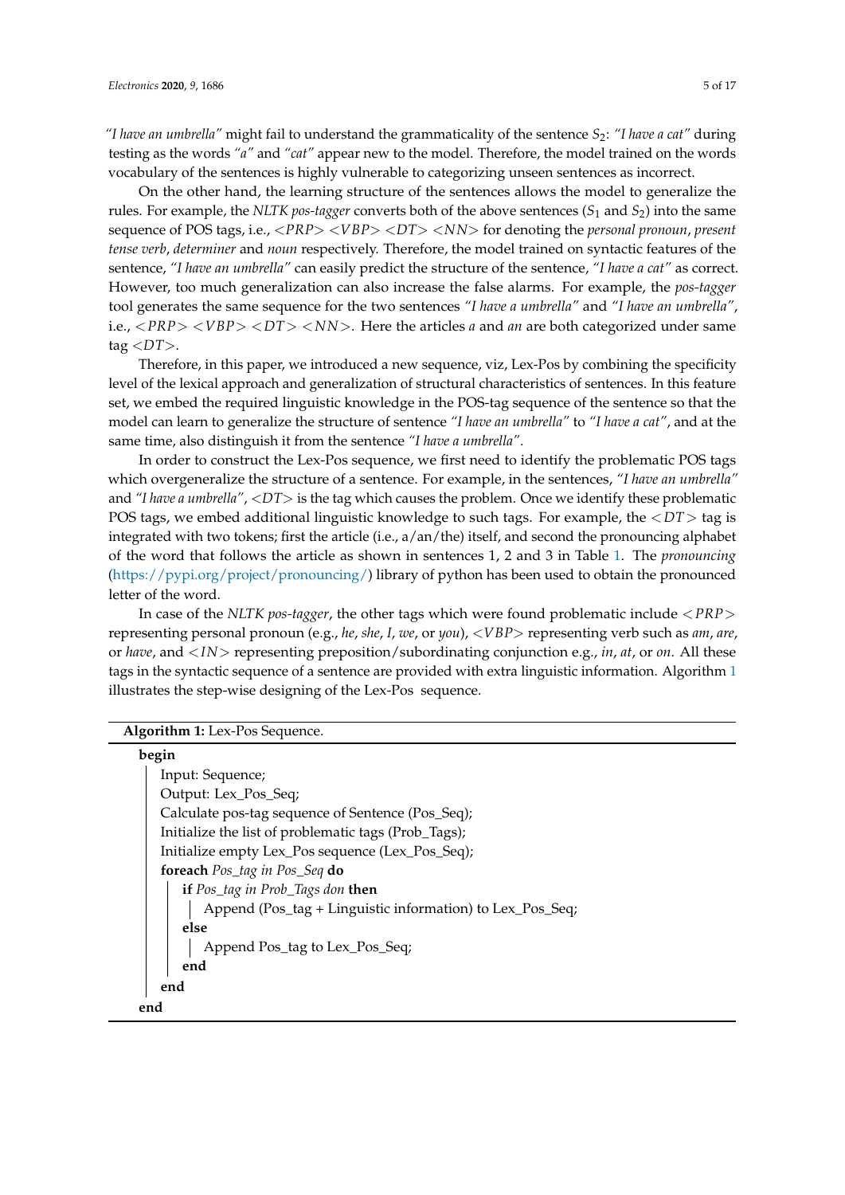*"I have an umbrella"* might fail to understand the grammaticality of the sentence $S_2$: *"I have a cat"* during testing as the words *"a"* and *"cat"* appear new to the model. Therefore, the model trained on the words vocabulary of the sentences is highly vulnerable to categorizing unseen sentences as incorrect.

On the other hand, the learning structure of the sentences allows the model to generalize the rules. For example, the *NLTK pos-tagger* converts both of the above sentences ($S_1$ and $S_2$) into the same sequence of POS tags, i.e., *<PRP> <VBP> <DT> <NN>* for denoting the *personal pronoun*, *present tense verb*, *determiner* and *noun* respectively. Therefore, the model trained on syntactic features of the sentence, *"I have an umbrella"* can easily predict the structure of the sentence, *"I have a cat"* as correct. However, too much generalization can also increase the false alarms. For example, the *pos-tagger* tool generates the same sequence for the two sentences *"I have a umbrella"* and *"I have an umbrella"*, i.e., *<PRP> <VBP> <DT> <NN>*. Here the articles *a* and *an* are both categorized under same tag *<DT>*.

Therefore, in this paper, we introduced a new sequence, viz, Lex-Pos by combining the specificity level of the lexical approach and generalization of structural characteristics of sentences. In this feature set, we embed the required linguistic knowledge in the POS-tag sequence of the sentence so that the model can learn to generalize the structure of sentence *"I have an umbrella"* to *"I have a cat"*, and at the same time, also distinguish it from the sentence *"I have a umbrella"*.

In order to construct the Lex-Pos sequence, we first need to identify the problematic POS tags which overgeneralize the structure of a sentence. For example, in the sentences, *"I have an umbrella"* and *"I have a umbrella"*, *<DT>* is the tag which causes the problem. Once we identify these problematic POS tags, we embed additional linguistic knowledge to such tags. For example, the *<DT>* tag is integrated with two tokens; first the article (i.e., a/an/the) itself, and second the pronouncing alphabet of the word that follows the article as shown in sentences 1, 2 and 3 in Table 1. The *pronouncing* (https://pypi.org/project/pronouncing/) library of python has been used to obtain the pronounced letter of the word.

In case of the *NLTK pos-tagger*, the other tags which were found problematic include *<PRP>* representing personal pronoun (e.g., *he*, *she*, *I*, *we*, or *you*), *<VBP>* representing verb such as *am*, *are*, or *have*, and *<IN>* representing preposition/subordinating conjunction e.g., *in*, *at*, or *on*. All these tags in the syntactic sequence of a sentence are provided with extra linguistic information. Algorithm 1 illustrates the step-wise designing of the Lex-Pos sequence.

**Algorithm 1:** Lex-Pos Sequence.

```
begin
    Input: Sequence;
    Output: Lex_Pos_Seq;
    Calculate pos-tag sequence of Sentence (Pos_Seq);
    Initialize the list of problematic tags (Prob_Tags);
    Initialize empty Lex_Pos sequence (Lex_Pos_Seq);
    foreach Pos_tag in Pos_Seq do
        if Pos_tag in Prob_Tags don then
            Append (Pos_tag + Linguistic information) to Lex_Pos_Seq;
        else
            Append Pos_tag to Lex_Pos_Seq;
        end
    end
end
```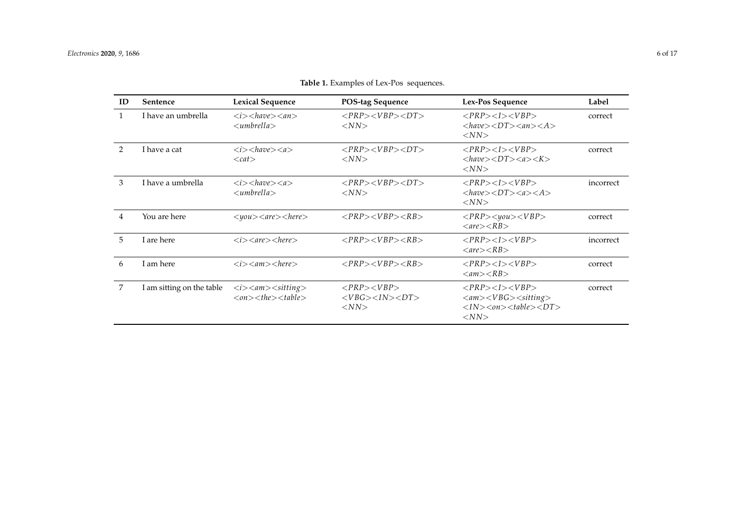**Table 1.** Examples of Lex-Pos sequences.

| ID | Sentence | Lexical Sequence | POS-tag Sequence | Lex-Pos Sequence | Label |
|---|---|---|---|---|---|
| 1 | I have an umbrella | <i><have><an><umbrella> | <PRP><VBP><DT><NN> | <PRP><I><VBP><have><DT><an><A><NN> | correct |
| 2 | I have a cat | <i><have><a><cat> | <PRP><VBP><DT><NN> | <PRP><I><VBP><have><DT><a><K><NN> | correct |
| 3 | I have a umbrella | <i><have><a><umbrella> | <PRP><VBP><DT><NN> | <PRP><I><VBP><have><DT><a><A><NN> | incorrect |
| 4 | You are here | <you><are><here> | <PRP><VBP><RB> | <PRP><you><VBP><are><RB> | correct |
| 5 | I are here | <i><are><here> | <PRP><VBP><RB> | <PRP><I><VBP><are><RB> | incorrect |
| 6 | I am here | <i><am><here> | <PRP><VBP><RB> | <PRP><I><VBP><am><RB> | correct |
| 7 | I am sitting on the table | <i><am><sitting><on><the><table> | <PRP><VBP><VBG><IN><DT><NN> | <PRP><I><VBP><am><VBG><sitting><IN><on><table><DT><NN> | correct |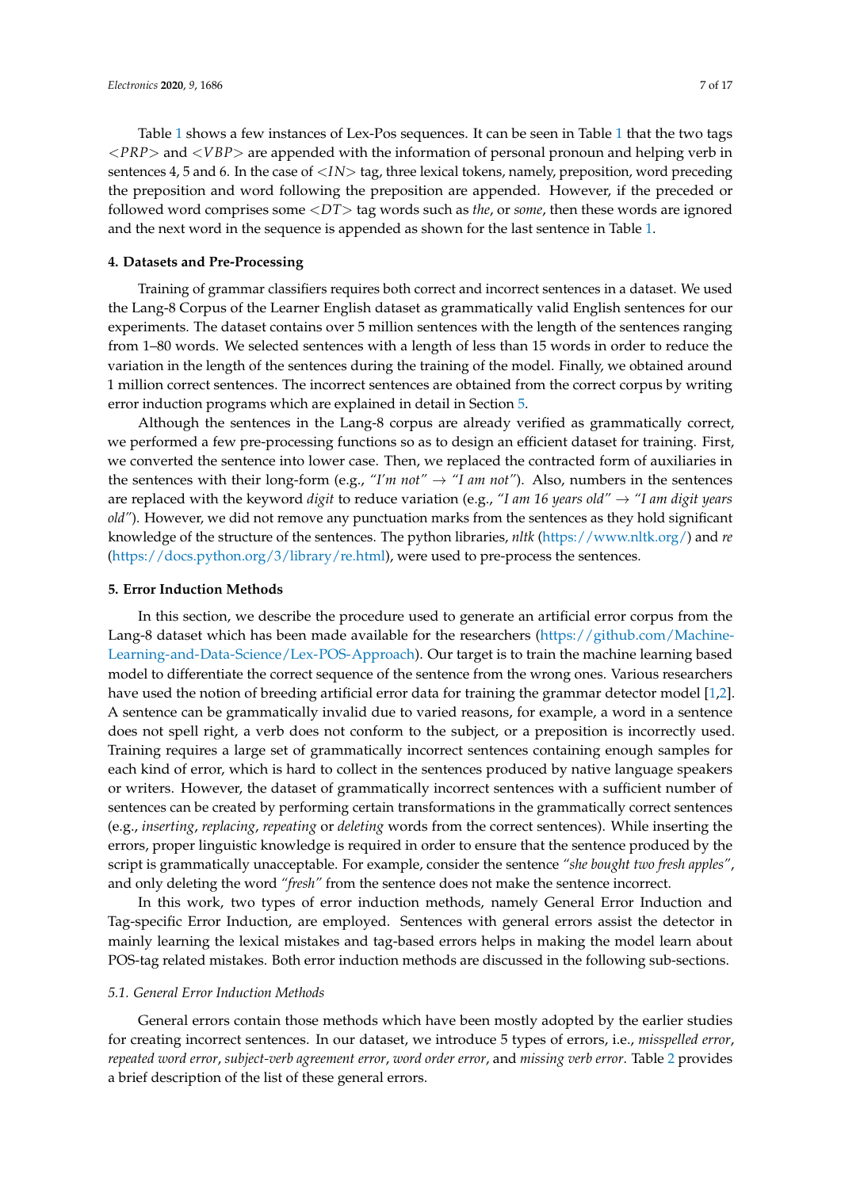Table 1 shows a few instances of Lex-Pos sequences. It can be seen in Table 1 that the two tags <PRP> and <VBP> are appended with the information of personal pronoun and helping verb in sentences 4, 5 and 6. In the case of <IN> tag, three lexical tokens, namely, preposition, word preceding the preposition and word following the preposition are appended. However, if the preceded or followed word comprises some <DT> tag words such as *the*, or *some*, then these words are ignored and the next word in the sequence is appended as shown for the last sentence in Table 1.

#### 4. Datasets and Pre-Processing

Training of grammar classifiers requires both correct and incorrect sentences in a dataset. We used the Lang-8 Corpus of the Learner English dataset as grammatically valid English sentences for our experiments. The dataset contains over 5 million sentences with the length of the sentences ranging from 1–80 words. We selected sentences with a length of less than 15 words in order to reduce the variation in the length of the sentences during the training of the model. Finally, we obtained around 1 million correct sentences. The incorrect sentences are obtained from the correct corpus by writing error induction programs which are explained in detail in Section 5.

Although the sentences in the Lang-8 corpus are already verified as grammatically correct, we performed a few pre-processing functions so as to design an efficient dataset for training. First, we converted the sentence into lower case. Then, we replaced the contracted form of auxiliaries in the sentences with their long-form (e.g., *"I'm not"* → *"I am not"*). Also, numbers in the sentences are replaced with the keyword *digit* to reduce variation (e.g., *"I am 16 years old"* → *"I am digit years old"*). However, we did not remove any punctuation marks from the sentences as they hold significant knowledge of the structure of the sentences. The python libraries, *nltk* (https://www.nltk.org/) and *re* (https://docs.python.org/3/library/re.html), were used to pre-process the sentences.

#### 5. Error Induction Methods

In this section, we describe the procedure used to generate an artificial error corpus from the Lang-8 dataset which has been made available for the researchers (https://github.com/Machine-Learning-and-Data-Science/Lex-POS-Approach). Our target is to train the machine learning based model to differentiate the correct sequence of the sentence from the wrong ones. Various researchers have used the notion of breeding artificial error data for training the grammar detector model [1,2]. A sentence can be grammatically invalid due to varied reasons, for example, a word in a sentence does not spell right, a verb does not conform to the subject, or a preposition is incorrectly used. Training requires a large set of grammatically incorrect sentences containing enough samples for each kind of error, which is hard to collect in the sentences produced by native language speakers or writers. However, the dataset of grammatically incorrect sentences with a sufficient number of sentences can be created by performing certain transformations in the grammatically correct sentences (e.g., *inserting*, *replacing*, *repeating* or *deleting* words from the correct sentences). While inserting the errors, proper linguistic knowledge is required in order to ensure that the sentence produced by the script is grammatically unacceptable. For example, consider the sentence *"she bought two fresh apples"*, and only deleting the word *"fresh"* from the sentence does not make the sentence incorrect.

In this work, two types of error induction methods, namely General Error Induction and Tag-specific Error Induction, are employed. Sentences with general errors assist the detector in mainly learning the lexical mistakes and tag-based errors helps in making the model learn about POS-tag related mistakes. Both error induction methods are discussed in the following sub-sections.

##### *5.1. General Error Induction Methods*

General errors contain those methods which have been mostly adopted by the earlier studies for creating incorrect sentences. In our dataset, we introduce 5 types of errors, i.e., *misspelled error*, *repeated word error*, *subject-verb agreement error*, *word order error*, and *missing verb error*. Table 2 provides a brief description of the list of these general errors.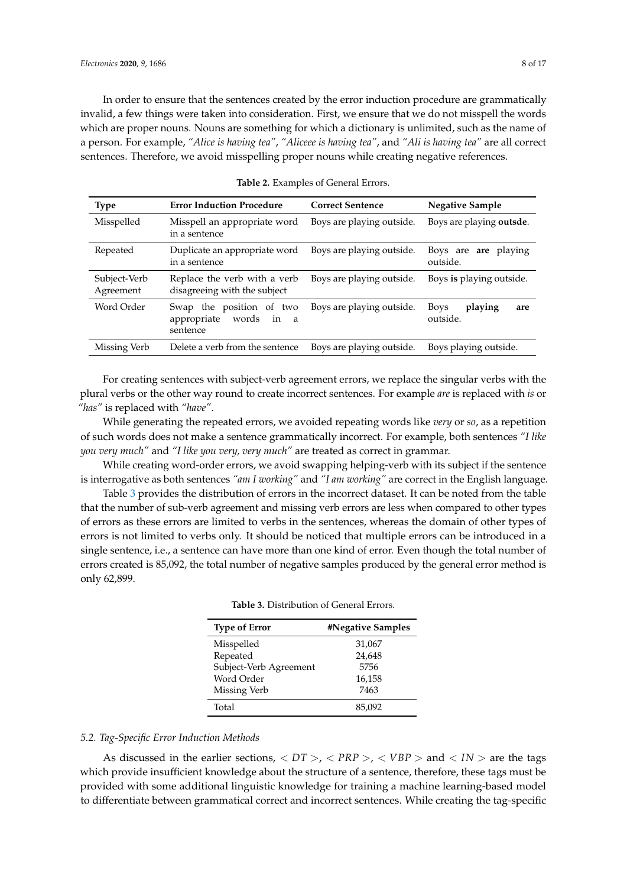In order to ensure that the sentences created by the error induction procedure are grammatically invalid, a few things were taken into consideration. First, we ensure that we do not misspell the words which are proper nouns. Nouns are something for which a dictionary is unlimited, such as the name of a person. For example, *"Alice is having tea"*, *"Aliceee is having tea"*, and *"Ali is having tea"* are all correct sentences. Therefore, we avoid misspelling proper nouns while creating negative references.

**Table 2.** Examples of General Errors.

| Type | Error Induction Procedure | Correct Sentence | Negative Sample |
|---|---|---|---|
| Misspelled | Misspell an appropriate word in a sentence | Boys are playing outside. | Boys are playing **outsde**. |
| Repeated | Duplicate an appropriate word in a sentence | Boys are playing outside. | Boys are **are** playing outside. |
| Subject-Verb Agreement | Replace the verb with a verb disagreeing with the subject | Boys are playing outside. | Boys **is** playing outside. |
| Word Order | Swap the position of two appropriate words in a sentence | Boys are playing outside. | Boys **playing are** outside. |
| Missing Verb | Delete a verb from the sentence | Boys are playing outside. | Boys playing outside. |

For creating sentences with subject-verb agreement errors, we replace the singular verbs with the plural verbs or the other way round to create incorrect sentences. For example *are* is replaced with *is* or *"has"* is replaced with *"have"*.

While generating the repeated errors, we avoided repeating words like *very* or *so*, as a repetition of such words does not make a sentence grammatically incorrect. For example, both sentences *"I like you very much"* and *"I like you very, very much"* are treated as correct in grammar.

While creating word-order errors, we avoid swapping helping-verb with its subject if the sentence is interrogative as both sentences *"am I working"* and *"I am working"* are correct in the English language.

Table 3 provides the distribution of errors in the incorrect dataset. It can be noted from the table that the number of sub-verb agreement and missing verb errors are less when compared to other types of errors as these errors are limited to verbs in the sentences, whereas the domain of other types of errors is not limited to verbs only. It should be noticed that multiple errors can be introduced in a single sentence, i.e., a sentence can have more than one kind of error. Even though the total number of errors created is 85,092, the total number of negative samples produced by the general error method is only 62,899.

**Table 3.** Distribution of General Errors.

| Type of Error | #Negative Samples |
|---|---|
| Misspelled | 31,067 |
| Repeated | 24,648 |
| Subject-Verb Agreement | 5756 |
| Word Order | 16,158 |
| Missing Verb | 7463 |
| Total | 85,092 |

### 5.2. Tag-Specific Error Induction Methods

As discussed in the earlier sections, $< DT >$, $< PRP >$, $< VBP >$ and $< IN >$ are the tags which provide insufficient knowledge about the structure of a sentence, therefore, these tags must be provided with some additional linguistic knowledge for training a machine learning-based model to differentiate between grammatical correct and incorrect sentences. While creating the tag-specific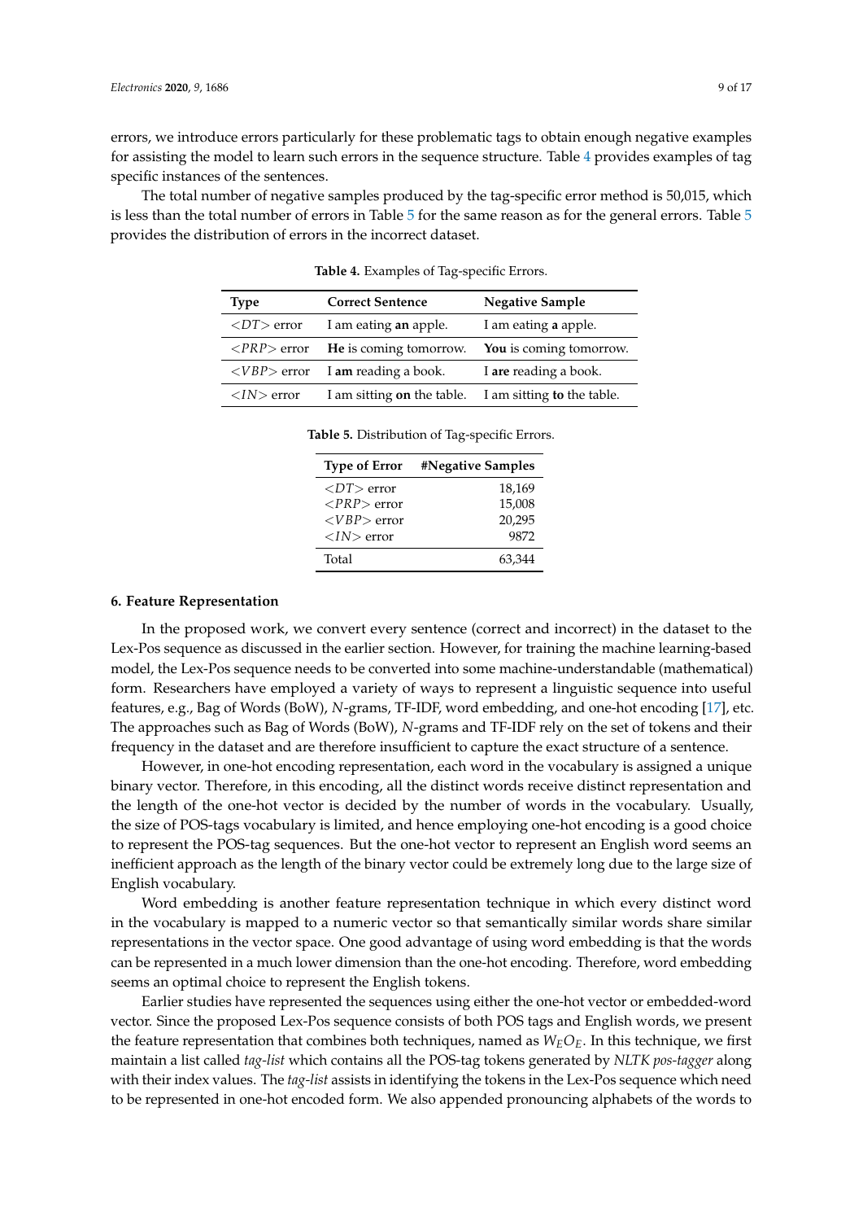errors, we introduce errors particularly for these problematic tags to obtain enough negative examples for assisting the model to learn such errors in the sequence structure. Table 4 provides examples of tag specific instances of the sentences.

The total number of negative samples produced by the tag-specific error method is 50,015, which is less than the total number of errors in Table 5 for the same reason as for the general errors. Table 5 provides the distribution of errors in the incorrect dataset.

**Table 4.** Examples of Tag-specific Errors.

| Type | Correct Sentence | Negative Sample |
|---|---|---|
| $<DT>$ error | I am eating **an** apple. | I am eating **a** apple. |
| $<PRP>$ error | **He** is coming tomorrow. | **You** is coming tomorrow. |
| $<VBP>$ error | I **am** reading a book. | I **are** reading a book. |
| $<IN>$ error | I am sitting **on** the table. | I am sitting **to** the table. |

**Table 5.** Distribution of Tag-specific Errors.

| Type of Error | #Negative Samples |
|---|---|
| $<DT>$ error | 18,169 |
| $<PRP>$ error | 15,008 |
| $<VBP>$ error | 20,295 |
| $<IN>$ error | 9872 |
| Total | 63,344 |

## 6. Feature Representation

In the proposed work, we convert every sentence (correct and incorrect) in the dataset to the Lex-Pos sequence as discussed in the earlier section. However, for training the machine learning-based model, the Lex-Pos sequence needs to be converted into some machine-understandable (mathematical) form. Researchers have employed a variety of ways to represent a linguistic sequence into useful features, e.g., Bag of Words (BoW), *N*-grams, TF-IDF, word embedding, and one-hot encoding [17], etc. The approaches such as Bag of Words (BoW), *N*-grams and TF-IDF rely on the set of tokens and their frequency in the dataset and are therefore insufficient to capture the exact structure of a sentence.

However, in one-hot encoding representation, each word in the vocabulary is assigned a unique binary vector. Therefore, in this encoding, all the distinct words receive distinct representation and the length of the one-hot vector is decided by the number of words in the vocabulary. Usually, the size of POS-tags vocabulary is limited, and hence employing one-hot encoding is a good choice to represent the POS-tag sequences. But the one-hot vector to represent an English word seems an inefficient approach as the length of the binary vector could be extremely long due to the large size of English vocabulary.

Word embedding is another feature representation technique in which every distinct word in the vocabulary is mapped to a numeric vector so that semantically similar words share similar representations in the vector space. One good advantage of using word embedding is that the words can be represented in a much lower dimension than the one-hot encoding. Therefore, word embedding seems an optimal choice to represent the English tokens.

Earlier studies have represented the sequences using either the one-hot vector or embedded-word vector. Since the proposed Lex-Pos sequence consists of both POS tags and English words, we present the feature representation that combines both techniques, named as $W_E O_E$. In this technique, we first maintain a list called *tag-list* which contains all the POS-tag tokens generated by *NLTK pos-tagger* along with their index values. The *tag-list* assists in identifying the tokens in the Lex-Pos sequence which need to be represented in one-hot encoded form. We also appended pronouncing alphabets of the words to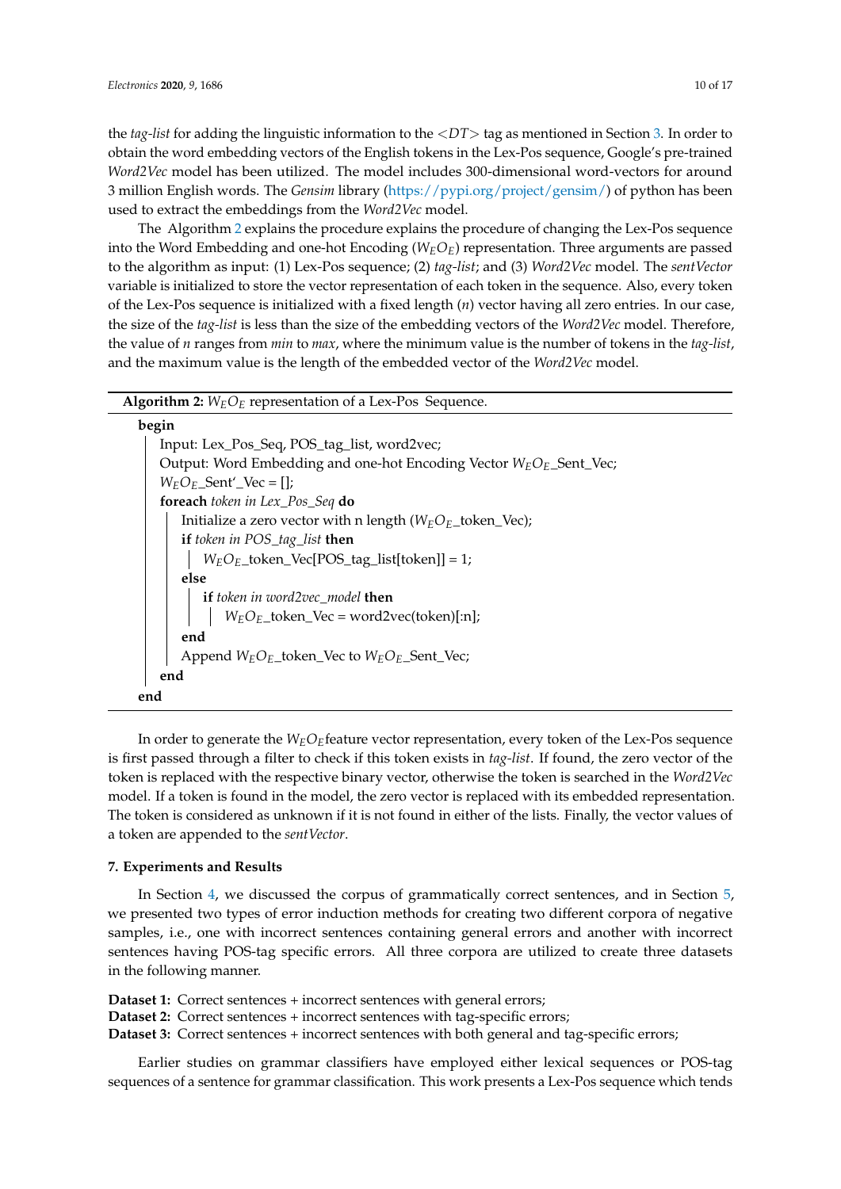the *tag-list* for adding the linguistic information to the <*DT*> tag as mentioned in Section 3. In order to obtain the word embedding vectors of the English tokens in the Lex-Pos sequence, Google's pre-trained *Word2Vec* model has been utilized. The model includes 300-dimensional word-vectors for around 3 million English words. The *Gensim* library (https://pypi.org/project/gensim/) of python has been used to extract the embeddings from the *Word2Vec* model.

The Algorithm 2 explains the procedure explains the procedure of changing the Lex-Pos sequence into the Word Embedding and one-hot Encoding ($W_EO_E$) representation. Three arguments are passed to the algorithm as input: (1) Lex-Pos sequence; (2) *tag-list*; and (3) *Word2Vec* model. The *sentVector* variable is initialized to store the vector representation of each token in the sequence. Also, every token of the Lex-Pos sequence is initialized with a fixed length ($n$) vector having all zero entries. In our case, the size of the *tag-list* is less than the size of the embedding vectors of the *Word2Vec* model. Therefore, the value of $n$ ranges from *min* to *max*, where the minimum value is the number of tokens in the *tag-list*, and the maximum value is the length of the embedded vector of the *Word2Vec* model.

**Algorithm 2:** $W_EO_E$ representation of a Lex-Pos Sequence.

```
begin
    Input: Lex_Pos_Seq, POS_tag_list, word2vec;
    Output: Word Embedding and one-hot Encoding Vector W_E O_E_Sent_Vec;
    W_E O_E_Sent'_Vec = [];
    foreach token in Lex_Pos_Seq do
        Initialize a zero vector with n length (W_E O_E_token_Vec);
        if token in POS_tag_list then
            W_E O_E_token_Vec[POS_tag_list[token]] = 1;
        else
            if token in word2vec_model then
                W_E O_E_token_Vec = word2vec(token)[:n];
        end
        Append W_E O_E_token_Vec to W_E O_E_Sent_Vec;
    end
end
```

In order to generate the $W_EO_E$feature vector representation, every token of the Lex-Pos sequence is first passed through a filter to check if this token exists in *tag-list*. If found, the zero vector of the token is replaced with the respective binary vector, otherwise the token is searched in the *Word2Vec* model. If a token is found in the model, the zero vector is replaced with its embedded representation. The token is considered as unknown if it is not found in either of the lists. Finally, the vector values of a token are appended to the *sentVector*.

## 7. Experiments and Results

In Section 4, we discussed the corpus of grammatically correct sentences, and in Section 5, we presented two types of error induction methods for creating two different corpora of negative samples, i.e., one with incorrect sentences containing general errors and another with incorrect sentences having POS-tag specific errors. All three corpora are utilized to create three datasets in the following manner.

**Dataset 1:** Correct sentences + incorrect sentences with general errors;
**Dataset 2:** Correct sentences + incorrect sentences with tag-specific errors;
**Dataset 3:** Correct sentences + incorrect sentences with both general and tag-specific errors;

Earlier studies on grammar classifiers have employed either lexical sequences or POS-tag sequences of a sentence for grammar classification. This work presents a Lex-Pos sequence which tends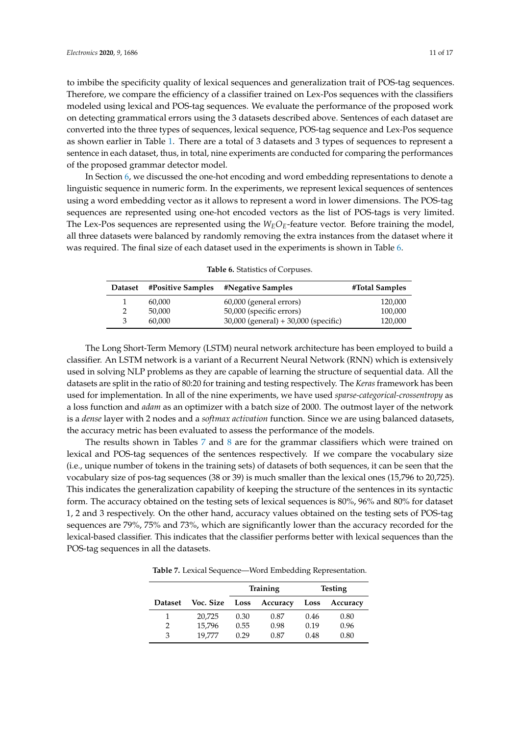to imbibe the specificity quality of lexical sequences and generalization trait of POS-tag sequences. Therefore, we compare the efficiency of a classifier trained on Lex-Pos sequences with the classifiers modeled using lexical and POS-tag sequences. We evaluate the performance of the proposed work on detecting grammatical errors using the 3 datasets described above. Sentences of each dataset are converted into the three types of sequences, lexical sequence, POS-tag sequence and Lex-Pos sequence as shown earlier in Table 1. There are a total of 3 datasets and 3 types of sequences to represent a sentence in each dataset, thus, in total, nine experiments are conducted for comparing the performances of the proposed grammar detector model.

In Section 6, we discussed the one-hot encoding and word embedding representations to denote a linguistic sequence in numeric form. In the experiments, we represent lexical sequences of sentences using a word embedding vector as it allows to represent a word in lower dimensions. The POS-tag sequences are represented using one-hot encoded vectors as the list of POS-tags is very limited. The Lex-Pos sequences are represented using the $W_E O_E$-feature vector. Before training the model, all three datasets were balanced by randomly removing the extra instances from the dataset where it was required. The final size of each dataset used in the experiments is shown in Table 6.

**Table 6.** Statistics of Corpuses.

| Dataset | #Positive Samples | #Negative Samples | #Total Samples |
|---|---|---|---|
| 1 | 60,000 | 60,000 (general errors) | 120,000 |
| 2 | 50,000 | 50,000 (specific errors) | 100,000 |
| 3 | 60,000 | 30,000 (general) + 30,000 (specific) | 120,000 |

The Long Short-Term Memory (LSTM) neural network architecture has been employed to build a classifier. An LSTM network is a variant of a Recurrent Neural Network (RNN) which is extensively used in solving NLP problems as they are capable of learning the structure of sequential data. All the datasets are split in the ratio of 80:20 for training and testing respectively. The *Keras* framework has been used for implementation. In all of the nine experiments, we have used *sparse-categorical-crossentropy* as a loss function and *adam* as an optimizer with a batch size of 2000. The outmost layer of the network is a *dense* layer with 2 nodes and a *softmax activation* function. Since we are using balanced datasets, the accuracy metric has been evaluated to assess the performance of the models.

The results shown in Tables 7 and 8 are for the grammar classifiers which were trained on lexical and POS-tag sequences of the sentences respectively. If we compare the vocabulary size (i.e., unique number of tokens in the training sets) of datasets of both sequences, it can be seen that the vocabulary size of pos-tag sequences (38 or 39) is much smaller than the lexical ones (15,796 to 20,725). This indicates the generalization capability of keeping the structure of the sentences in its syntactic form. The accuracy obtained on the testing sets of lexical sequences is 80%, 96% and 80% for dataset 1, 2 and 3 respectively. On the other hand, accuracy values obtained on the testing sets of POS-tag sequences are 79%, 75% and 73%, which are significantly lower than the accuracy recorded for the lexical-based classifier. This indicates that the classifier performs better with lexical sequences than the POS-tag sequences in all the datasets.

**Table 7.** Lexical Sequence—Word Embedding Representation.

| | | Training | | Testing | |
|---|---|---|---|---|---|
| **Dataset** | **Voc. Size** | **Loss** | **Accuracy** | **Loss** | **Accuracy** |
| 1 | 20,725 | 0.30 | 0.87 | 0.46 | 0.80 |
| 2 | 15,796 | 0.55 | 0.98 | 0.19 | 0.96 |
| 3 | 19,777 | 0.29 | 0.87 | 0.48 | 0.80 |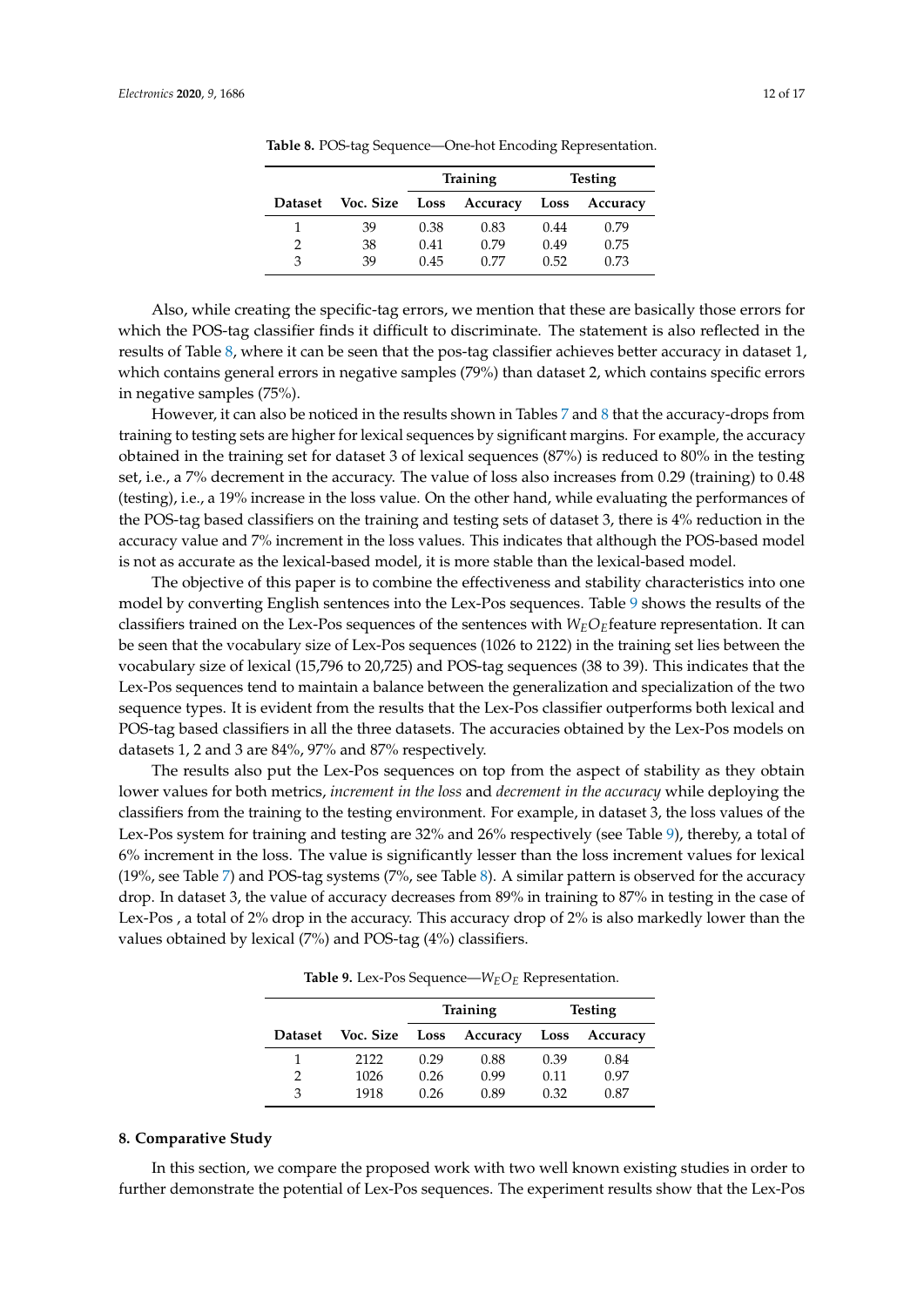**Table 8.** POS-tag Sequence—One-hot Encoding Representation.

| Dataset | Voc. Size | Training | | Testing | |
|---|---|---|---|---|---|
| | | Loss | Accuracy | Loss | Accuracy |
| 1 | 39 | 0.38 | 0.83 | 0.44 | 0.79 |
| 2 | 38 | 0.41 | 0.79 | 0.49 | 0.75 |
| 3 | 39 | 0.45 | 0.77 | 0.52 | 0.73 |

Also, while creating the specific-tag errors, we mention that these are basically those errors for which the POS-tag classifier finds it difficult to discriminate. The statement is also reflected in the results of Table 8, where it can be seen that the pos-tag classifier achieves better accuracy in dataset 1, which contains general errors in negative samples (79%) than dataset 2, which contains specific errors in negative samples (75%).

However, it can also be noticed in the results shown in Tables 7 and 8 that the accuracy-drops from training to testing sets are higher for lexical sequences by significant margins. For example, the accuracy obtained in the training set for dataset 3 of lexical sequences (87%) is reduced to 80% in the testing set, i.e., a 7% decrement in the accuracy. The value of loss also increases from 0.29 (training) to 0.48 (testing), i.e., a 19% increase in the loss value. On the other hand, while evaluating the performances of the POS-tag based classifiers on the training and testing sets of dataset 3, there is 4% reduction in the accuracy value and 7% increment in the loss values. This indicates that although the POS-based model is not as accurate as the lexical-based model, it is more stable than the lexical-based model.

The objective of this paper is to combine the effectiveness and stability characteristics into one model by converting English sentences into the Lex-Pos sequences. Table 9 shows the results of the classifiers trained on the Lex-Pos sequences of the sentences with $W_EO_E$feature representation. It can be seen that the vocabulary size of Lex-Pos sequences (1026 to 2122) in the training set lies between the vocabulary size of lexical (15,796 to 20,725) and POS-tag sequences (38 to 39). This indicates that the Lex-Pos sequences tend to maintain a balance between the generalization and specialization of the two sequence types. It is evident from the results that the Lex-Pos classifier outperforms both lexical and POS-tag based classifiers in all the three datasets. The accuracies obtained by the Lex-Pos models on datasets 1, 2 and 3 are 84%, 97% and 87% respectively.

The results also put the Lex-Pos sequences on top from the aspect of stability as they obtain lower values for both metrics, *increment in the loss* and *decrement in the accuracy* while deploying the classifiers from the training to the testing environment. For example, in dataset 3, the loss values of the Lex-Pos system for training and testing are 32% and 26% respectively (see Table 9), thereby, a total of 6% increment in the loss. The value is significantly lesser than the loss increment values for lexical (19%, see Table 7) and POS-tag systems (7%, see Table 8). A similar pattern is observed for the accuracy drop. In dataset 3, the value of accuracy decreases from 89% in training to 87% in testing in the case of Lex-Pos , a total of 2% drop in the accuracy. This accuracy drop of 2% is also markedly lower than the values obtained by lexical (7%) and POS-tag (4%) classifiers.

**Table 9.** Lex-Pos Sequence—$W_EO_E$ Representation.

| Dataset | Voc. Size | Training | | Testing | |
|---|---|---|---|---|---|
| | | Loss | Accuracy | Loss | Accuracy |
| 1 | 2122 | 0.29 | 0.88 | 0.39 | 0.84 |
| 2 | 1026 | 0.26 | 0.99 | 0.11 | 0.97 |
| 3 | 1918 | 0.26 | 0.89 | 0.32 | 0.87 |

## 8. Comparative Study

In this section, we compare the proposed work with two well known existing studies in order to further demonstrate the potential of Lex-Pos sequences. The experiment results show that the Lex-Pos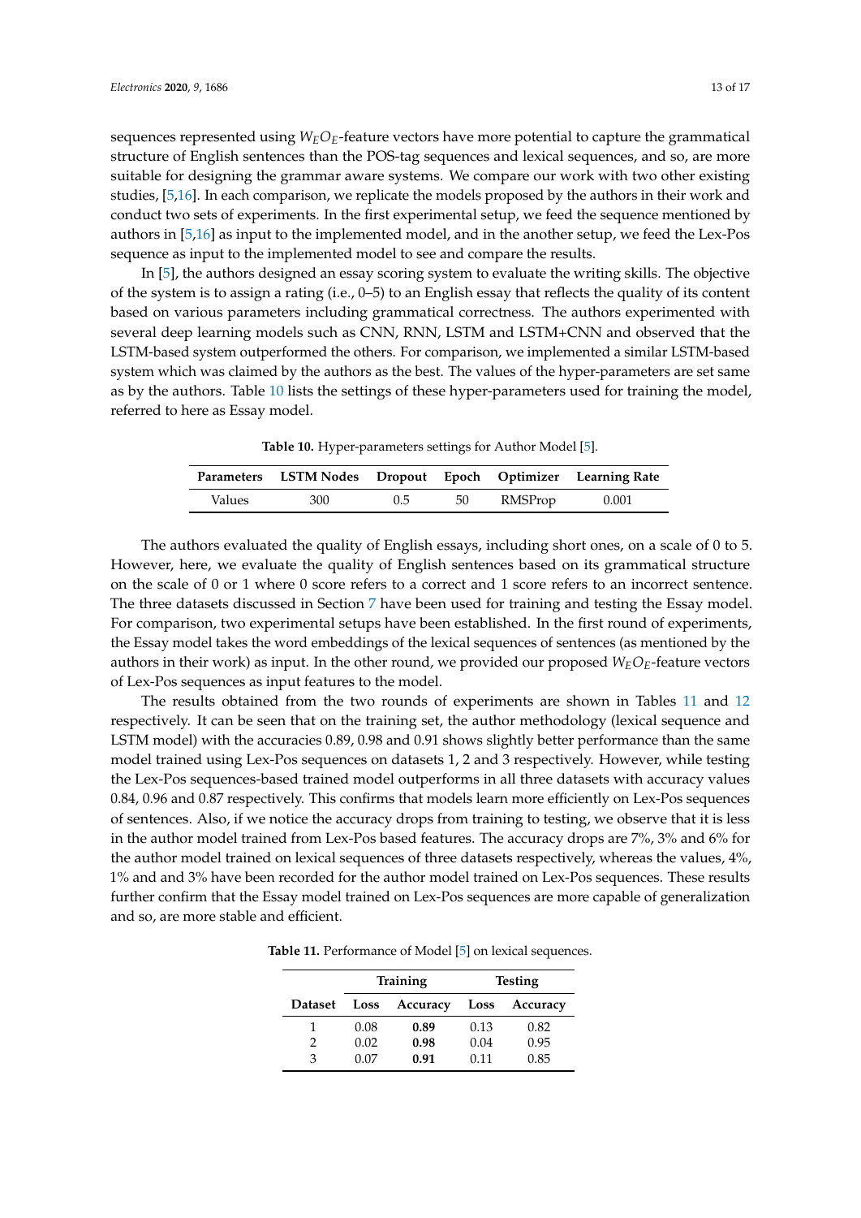sequences represented using $W_E O_E$-feature vectors have more potential to capture the grammatical structure of English sentences than the POS-tag sequences and lexical sequences, and so, are more suitable for designing the grammar aware systems. We compare our work with two other existing studies, [5,16]. In each comparison, we replicate the models proposed by the authors in their work and conduct two sets of experiments. In the first experimental setup, we feed the sequence mentioned by authors in [5,16] as input to the implemented model, and in the another setup, we feed the Lex-Pos sequence as input to the implemented model to see and compare the results.

In [5], the authors designed an essay scoring system to evaluate the writing skills. The objective of the system is to assign a rating (i.e., 0–5) to an English essay that reflects the quality of its content based on various parameters including grammatical correctness. The authors experimented with several deep learning models such as CNN, RNN, LSTM and LSTM+CNN and observed that the LSTM-based system outperformed the others. For comparison, we implemented a similar LSTM-based system which was claimed by the authors as the best. The values of the hyper-parameters are set same as by the authors. Table 10 lists the settings of these hyper-parameters used for training the model, referred to here as Essay model.

**Table 10.** Hyper-parameters settings for Author Model [5].

| Parameters | LSTM Nodes | Dropout | Epoch | Optimizer | Learning Rate |
|---|---|---|---|---|---|
| Values | 300 | 0.5 | 50 | RMSProp | 0.001 |

The authors evaluated the quality of English essays, including short ones, on a scale of 0 to 5. However, here, we evaluate the quality of English sentences based on its grammatical structure on the scale of 0 or 1 where 0 score refers to a correct and 1 score refers to an incorrect sentence. The three datasets discussed in Section 7 have been used for training and testing the Essay model. For comparison, two experimental setups have been established. In the first round of experiments, the Essay model takes the word embeddings of the lexical sequences of sentences (as mentioned by the authors in their work) as input. In the other round, we provided our proposed $W_E O_E$-feature vectors of Lex-Pos sequences as input features to the model.

The results obtained from the two rounds of experiments are shown in Tables 11 and 12 respectively. It can be seen that on the training set, the author methodology (lexical sequence and LSTM model) with the accuracies 0.89, 0.98 and 0.91 shows slightly better performance than the same model trained using Lex-Pos sequences on datasets 1, 2 and 3 respectively. However, while testing the Lex-Pos sequences-based trained model outperforms in all three datasets with accuracy values 0.84, 0.96 and 0.87 respectively. This confirms that models learn more efficiently on Lex-Pos sequences of sentences. Also, if we notice the accuracy drops from training to testing, we observe that it is less in the author model trained from Lex-Pos based features. The accuracy drops are 7%, 3% and 6% for the author model trained on lexical sequences of three datasets respectively, whereas the values, 4%, 1% and and 3% have been recorded for the author model trained on Lex-Pos sequences. These results further confirm that the Essay model trained on Lex-Pos sequences are more capable of generalization and so, are more stable and efficient.

**Table 11.** Performance of Model [5] on lexical sequences.

| | Training | | Testing | |
|---|---|---|---|---|
| **Dataset** | **Loss** | **Accuracy** | **Loss** | **Accuracy** |
| 1 | 0.08 | **0.89** | 0.13 | 0.82 |
| 2 | 0.02 | **0.98** | 0.04 | 0.95 |
| 3 | 0.07 | **0.91** | 0.11 | 0.85 |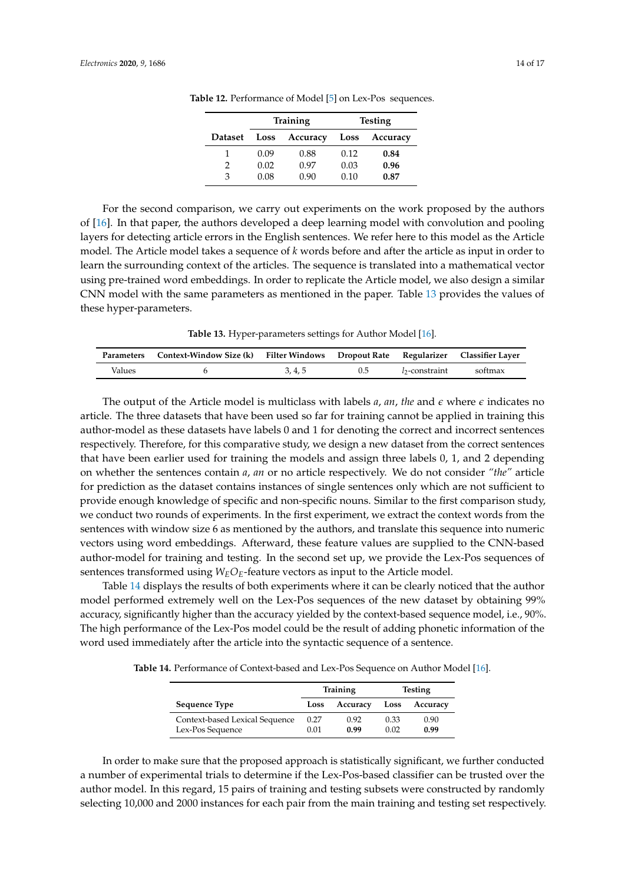**Table 12.** Performance of Model [5] on Lex-Pos sequences.

| | Training | | Testing | |
|---|---|---|---|---|
| **Dataset** | **Loss** | **Accuracy** | **Loss** | **Accuracy** |
| 1 | 0.09 | 0.88 | 0.12 | **0.84** |
| 2 | 0.02 | 0.97 | 0.03 | **0.96** |
| 3 | 0.08 | 0.90 | 0.10 | **0.87** |

For the second comparison, we carry out experiments on the work proposed by the authors of [16]. In that paper, the authors developed a deep learning model with convolution and pooling layers for detecting article errors in the English sentences. We refer here to this model as the Article model. The Article model takes a sequence of $k$ words before and after the article as input in order to learn the surrounding context of the articles. The sequence is translated into a mathematical vector using pre-trained word embeddings. In order to replicate the Article model, we also design a similar CNN model with the same parameters as mentioned in the paper. Table 13 provides the values of these hyper-parameters.

**Table 13.** Hyper-parameters settings for Author Model [16].

| Parameters | Context-Window Size (k) | Filter Windows | Dropout Rate | Regularizer | Classifier Layer |
|---|---|---|---|---|---|
| Values | 6 | 3, 4, 5 | 0.5 | $l_2$-constraint | softmax |

The output of the Article model is multiclass with labels *a*, *an*, *the* and $\epsilon$ where $\epsilon$ indicates no article. The three datasets that have been used so far for training cannot be applied in training this author-model as these datasets have labels 0 and 1 for denoting the correct and incorrect sentences respectively. Therefore, for this comparative study, we design a new dataset from the correct sentences that have been earlier used for training the models and assign three labels 0, 1, and 2 depending on whether the sentences contain *a*, *an* or no article respectively. We do not consider *"the"* article for prediction as the dataset contains instances of single sentences only which are not sufficient to provide enough knowledge of specific and non-specific nouns. Similar to the first comparison study, we conduct two rounds of experiments. In the first experiment, we extract the context words from the sentences with window size 6 as mentioned by the authors, and translate this sequence into numeric vectors using word embeddings. Afterward, these feature values are supplied to the CNN-based author-model for training and testing. In the second set up, we provide the Lex-Pos sequences of sentences transformed using $W_E O_E$-feature vectors as input to the Article model.

Table 14 displays the results of both experiments where it can be clearly noticed that the author model performed extremely well on the Lex-Pos sequences of the new dataset by obtaining 99% accuracy, significantly higher than the accuracy yielded by the context-based sequence model, i.e., 90%. The high performance of the Lex-Pos model could be the result of adding phonetic information of the word used immediately after the article into the syntactic sequence of a sentence.

**Table 14.** Performance of Context-based and Lex-Pos Sequence on Author Model [16].

| | Training | | Testing | |
|---|---|---|---|---|
| **Sequence Type** | **Loss** | **Accuracy** | **Loss** | **Accuracy** |
| Context-based Lexical Sequence | 0.27 | 0.92 | 0.33 | 0.90 |
| Lex-Pos Sequence | 0.01 | **0.99** | 0.02 | **0.99** |

In order to make sure that the proposed approach is statistically significant, we further conducted a number of experimental trials to determine if the Lex-Pos-based classifier can be trusted over the author model. In this regard, 15 pairs of training and testing subsets were constructed by randomly selecting 10,000 and 2000 instances for each pair from the main training and testing set respectively.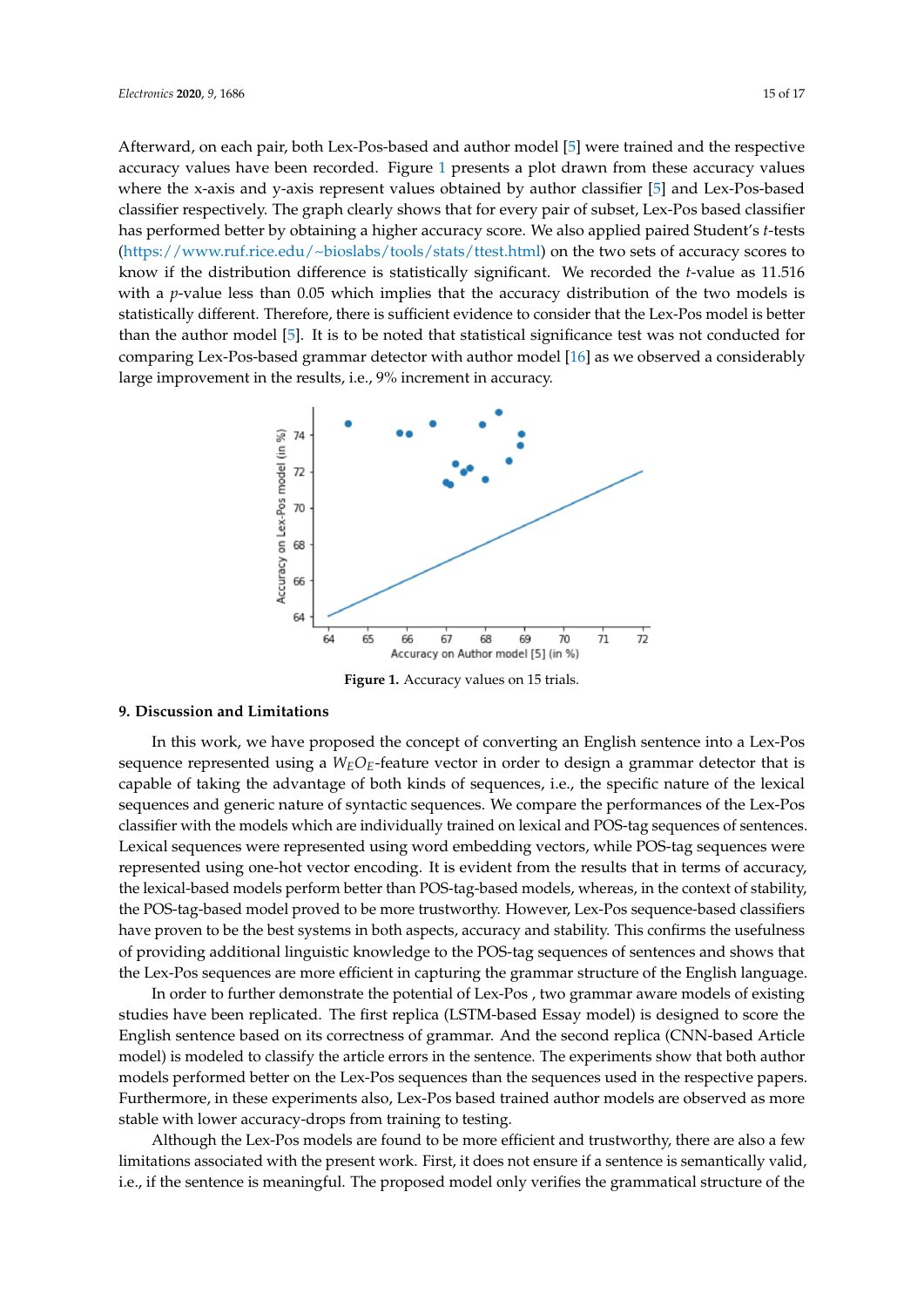Afterward, on each pair, both Lex-Pos-based and author model [5] were trained and the respective accuracy values have been recorded. Figure 1 presents a plot drawn from these accuracy values where the x-axis and y-axis represent values obtained by author classifier [5] and Lex-Pos-based classifier respectively. The graph clearly shows that for every pair of subset, Lex-Pos based classifier has performed better by obtaining a higher accuracy score. We also applied paired Student's *t*-tests (https://www.ruf.rice.edu/~bioslabs/tools/stats/ttest.html) on the two sets of accuracy scores to know if the distribution difference is statistically significant. We recorded the *t*-value as 11.516 with a *p*-value less than 0.05 which implies that the accuracy distribution of the two models is statistically different. Therefore, there is sufficient evidence to consider that the Lex-Pos model is better than the author model [5]. It is to be noted that statistical significance test was not conducted for comparing Lex-Pos-based grammar detector with author model [16] as we observed a considerably large improvement in the results, i.e., 9% increment in accuracy.

Accuracy on Lex-Pos model (in %)
74
72
70
68
66
64
64 65 66 67 68 69 70 71 72
Accuracy on Author model [5] (in %)

**Figure 1.** Accuracy values on 15 trials.

## 9. Discussion and Limitations

In this work, we have proposed the concept of converting an English sentence into a Lex-Pos sequence represented using a $W_E O_E$-feature vector in order to design a grammar detector that is capable of taking the advantage of both kinds of sequences, i.e., the specific nature of the lexical sequences and generic nature of syntactic sequences. We compare the performances of the Lex-Pos classifier with the models which are individually trained on lexical and POS-tag sequences of sentences. Lexical sequences were represented using word embedding vectors, while POS-tag sequences were represented using one-hot vector encoding. It is evident from the results that in terms of accuracy, the lexical-based models perform better than POS-tag-based models, whereas, in the context of stability, the POS-tag-based model proved to be more trustworthy. However, Lex-Pos sequence-based classifiers have proven to be the best systems in both aspects, accuracy and stability. This confirms the usefulness of providing additional linguistic knowledge to the POS-tag sequences of sentences and shows that the Lex-Pos sequences are more efficient in capturing the grammar structure of the English language.

In order to further demonstrate the potential of Lex-Pos , two grammar aware models of existing studies have been replicated. The first replica (LSTM-based Essay model) is designed to score the English sentence based on its correctness of grammar. And the second replica (CNN-based Article model) is modeled to classify the article errors in the sentence. The experiments show that both author models performed better on the Lex-Pos sequences than the sequences used in the respective papers. Furthermore, in these experiments also, Lex-Pos based trained author models are observed as more stable with lower accuracy-drops from training to testing.

Although the Lex-Pos models are found to be more efficient and trustworthy, there are also a few limitations associated with the present work. First, it does not ensure if a sentence is semantically valid, i.e., if the sentence is meaningful. The proposed model only verifies the grammatical structure of the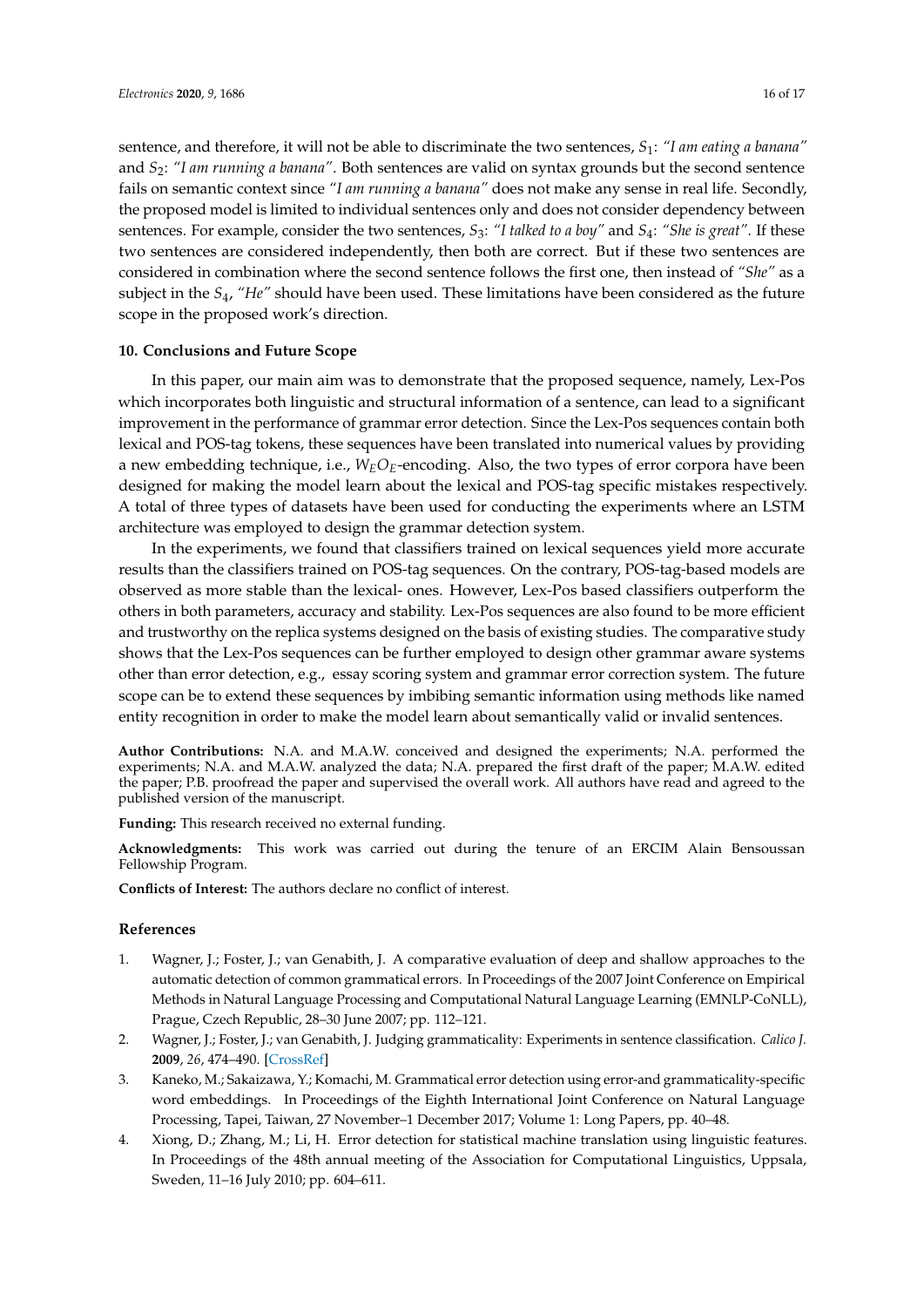sentence, and therefore, it will not be able to discriminate the two sentences, $S_1$: *"I am eating a banana"* and $S_2$: *"I am running a banana"*. Both sentences are valid on syntax grounds but the second sentence fails on semantic context since *"I am running a banana"* does not make any sense in real life. Secondly, the proposed model is limited to individual sentences only and does not consider dependency between sentences. For example, consider the two sentences, $S_3$: *"I talked to a boy"* and $S_4$: *"She is great"*. If these two sentences are considered independently, then both are correct. But if these two sentences are considered in combination where the second sentence follows the first one, then instead of *"She"* as a subject in the $S_4$, *"He"* should have been used. These limitations have been considered as the future scope in the proposed work's direction.

## 10. Conclusions and Future Scope

In this paper, our main aim was to demonstrate that the proposed sequence, namely, Lex-Pos which incorporates both linguistic and structural information of a sentence, can lead to a significant improvement in the performance of grammar error detection. Since the Lex-Pos sequences contain both lexical and POS-tag tokens, these sequences have been translated into numerical values by providing a new embedding technique, i.e., $W_E O_E$-encoding. Also, the two types of error corpora have been designed for making the model learn about the lexical and POS-tag specific mistakes respectively. A total of three types of datasets have been used for conducting the experiments where an LSTM architecture was employed to design the grammar detection system.

In the experiments, we found that classifiers trained on lexical sequences yield more accurate results than the classifiers trained on POS-tag sequences. On the contrary, POS-tag-based models are observed as more stable than the lexical- ones. However, Lex-Pos based classifiers outperform the others in both parameters, accuracy and stability. Lex-Pos sequences are also found to be more efficient and trustworthy on the replica systems designed on the basis of existing studies. The comparative study shows that the Lex-Pos sequences can be further employed to design other grammar aware systems other than error detection, e.g., essay scoring system and grammar error correction system. The future scope can be to extend these sequences by imbibing semantic information using methods like named entity recognition in order to make the model learn about semantically valid or invalid sentences.

**Author Contributions:** N.A. and M.A.W. conceived and designed the experiments; N.A. performed the experiments; N.A. and M.A.W. analyzed the data; N.A. prepared the first draft of the paper; M.A.W. edited the paper; P.B. proofread the paper and supervised the overall work. All authors have read and agreed to the published version of the manuscript.

**Funding:** This research received no external funding.

**Acknowledgments:** This work was carried out during the tenure of an ERCIM Alain Bensoussan Fellowship Program.

**Conflicts of Interest:** The authors declare no conflict of interest.

## References

1. Wagner, J.; Foster, J.; van Genabith, J. A comparative evaluation of deep and shallow approaches to the automatic detection of common grammatical errors. In Proceedings of the 2007 Joint Conference on Empirical Methods in Natural Language Processing and Computational Natural Language Learning (EMNLP-CoNLL), Prague, Czech Republic, 28–30 June 2007; pp. 112–121.
2. Wagner, J.; Foster, J.; van Genabith, J. Judging grammaticality: Experiments in sentence classification. *Calico J.* **2009**, *26*, 474–490. [CrossRef]
3. Kaneko, M.; Sakaizawa, Y.; Komachi, M. Grammatical error detection using error-and grammaticality-specific word embeddings. In Proceedings of the Eighth International Joint Conference on Natural Language Processing, Tapei, Taiwan, 27 November–1 December 2017; Volume 1: Long Papers, pp. 40–48.
4. Xiong, D.; Zhang, M.; Li, H. Error detection for statistical machine translation using linguistic features. In Proceedings of the 48th annual meeting of the Association for Computational Linguistics, Uppsala, Sweden, 11–16 July 2010; pp. 604–611.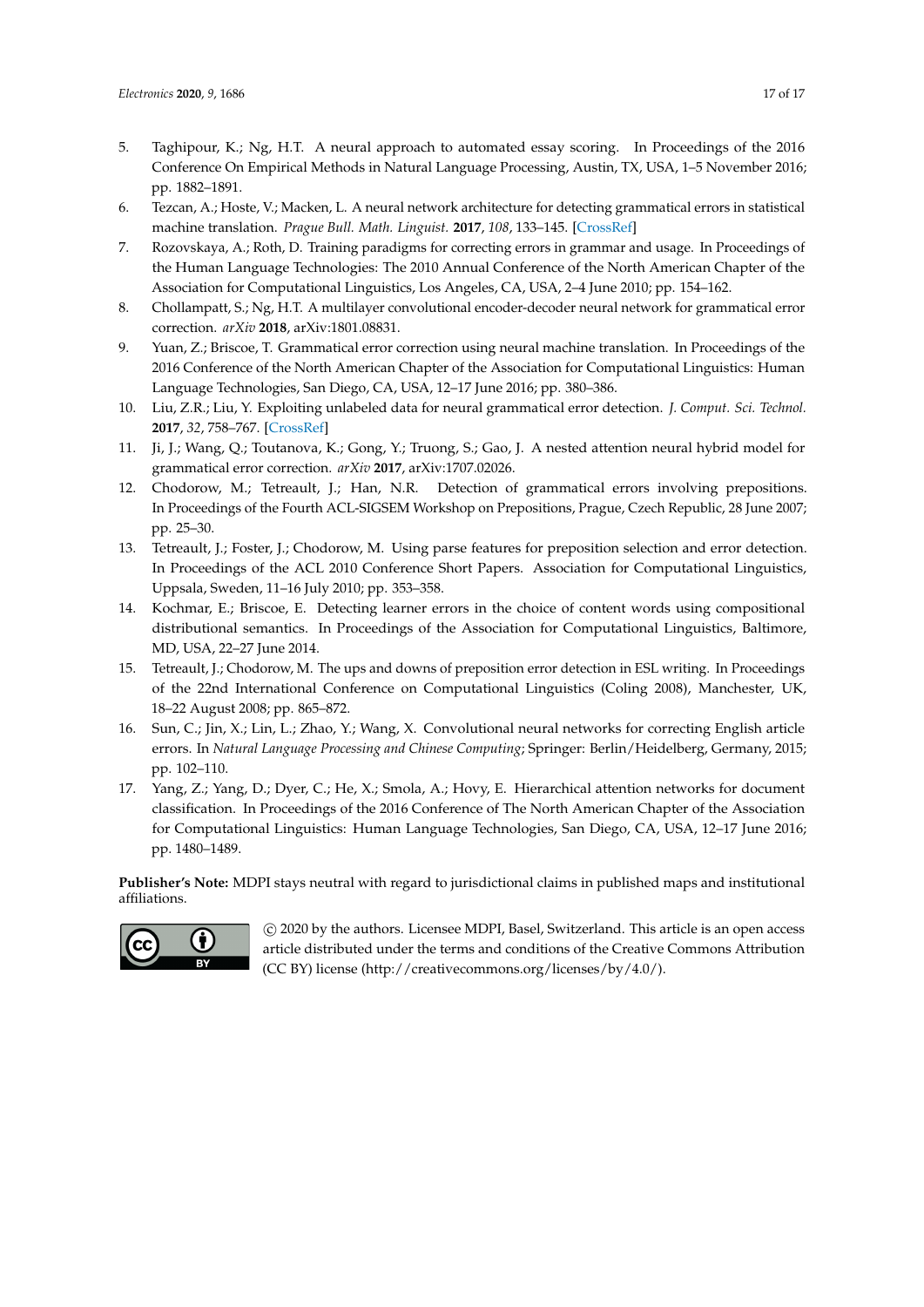5. Taghipour, K.; Ng, H.T. A neural approach to automated essay scoring. In Proceedings of the 2016 Conference On Empirical Methods in Natural Language Processing, Austin, TX, USA, 1–5 November 2016; pp. 1882–1891.
6. Tezcan, A.; Hoste, V.; Macken, L. A neural network architecture for detecting grammatical errors in statistical machine translation. *Prague Bull. Math. Linguist.* **2017**, *108*, 133–145. [CrossRef]
7. Rozovskaya, A.; Roth, D. Training paradigms for correcting errors in grammar and usage. In Proceedings of the Human Language Technologies: The 2010 Annual Conference of the North American Chapter of the Association for Computational Linguistics, Los Angeles, CA, USA, 2–4 June 2010; pp. 154–162.
8. Chollampatt, S.; Ng, H.T. A multilayer convolutional encoder-decoder neural network for grammatical error correction. *arXiv* **2018**, arXiv:1801.08831.
9. Yuan, Z.; Briscoe, T. Grammatical error correction using neural machine translation. In Proceedings of the 2016 Conference of the North American Chapter of the Association for Computational Linguistics: Human Language Technologies, San Diego, CA, USA, 12–17 June 2016; pp. 380–386.
10. Liu, Z.R.; Liu, Y. Exploiting unlabeled data for neural grammatical error detection. *J. Comput. Sci. Technol.* **2017**, *32*, 758–767. [CrossRef]
11. Ji, J.; Wang, Q.; Toutanova, K.; Gong, Y.; Truong, S.; Gao, J. A nested attention neural hybrid model for grammatical error correction. *arXiv* **2017**, arXiv:1707.02026.
12. Chodorow, M.; Tetreault, J.; Han, N.R. Detection of grammatical errors involving prepositions. In Proceedings of the Fourth ACL-SIGSEM Workshop on Prepositions, Prague, Czech Republic, 28 June 2007; pp. 25–30.
13. Tetreault, J.; Foster, J.; Chodorow, M. Using parse features for preposition selection and error detection. In Proceedings of the ACL 2010 Conference Short Papers. Association for Computational Linguistics, Uppsala, Sweden, 11–16 July 2010; pp. 353–358.
14. Kochmar, E.; Briscoe, E. Detecting learner errors in the choice of content words using compositional distributional semantics. In Proceedings of the Association for Computational Linguistics, Baltimore, MD, USA, 22–27 June 2014.
15. Tetreault, J.; Chodorow, M. The ups and downs of preposition error detection in ESL writing. In Proceedings of the 22nd International Conference on Computational Linguistics (Coling 2008), Manchester, UK, 18–22 August 2008; pp. 865–872.
16. Sun, C.; Jin, X.; Lin, L.; Zhao, Y.; Wang, X. Convolutional neural networks for correcting English article errors. In *Natural Language Processing and Chinese Computing*; Springer: Berlin/Heidelberg, Germany, 2015; pp. 102–110.
17. Yang, Z.; Yang, D.; Dyer, C.; He, X.; Smola, A.; Hovy, E. Hierarchical attention networks for document classification. In Proceedings of the 2016 Conference of The North American Chapter of the Association for Computational Linguistics: Human Language Technologies, San Diego, CA, USA, 12–17 June 2016; pp. 1480–1489.

**Publisher's Note:** MDPI stays neutral with regard to jurisdictional claims in published maps and institutional affiliations.

© 2020 by the authors. Licensee MDPI, Basel, Switzerland. This article is an open access article distributed under the terms and conditions of the Creative Commons Attribution (CC BY) license (http://creativecommons.org/licenses/by/4.0/).